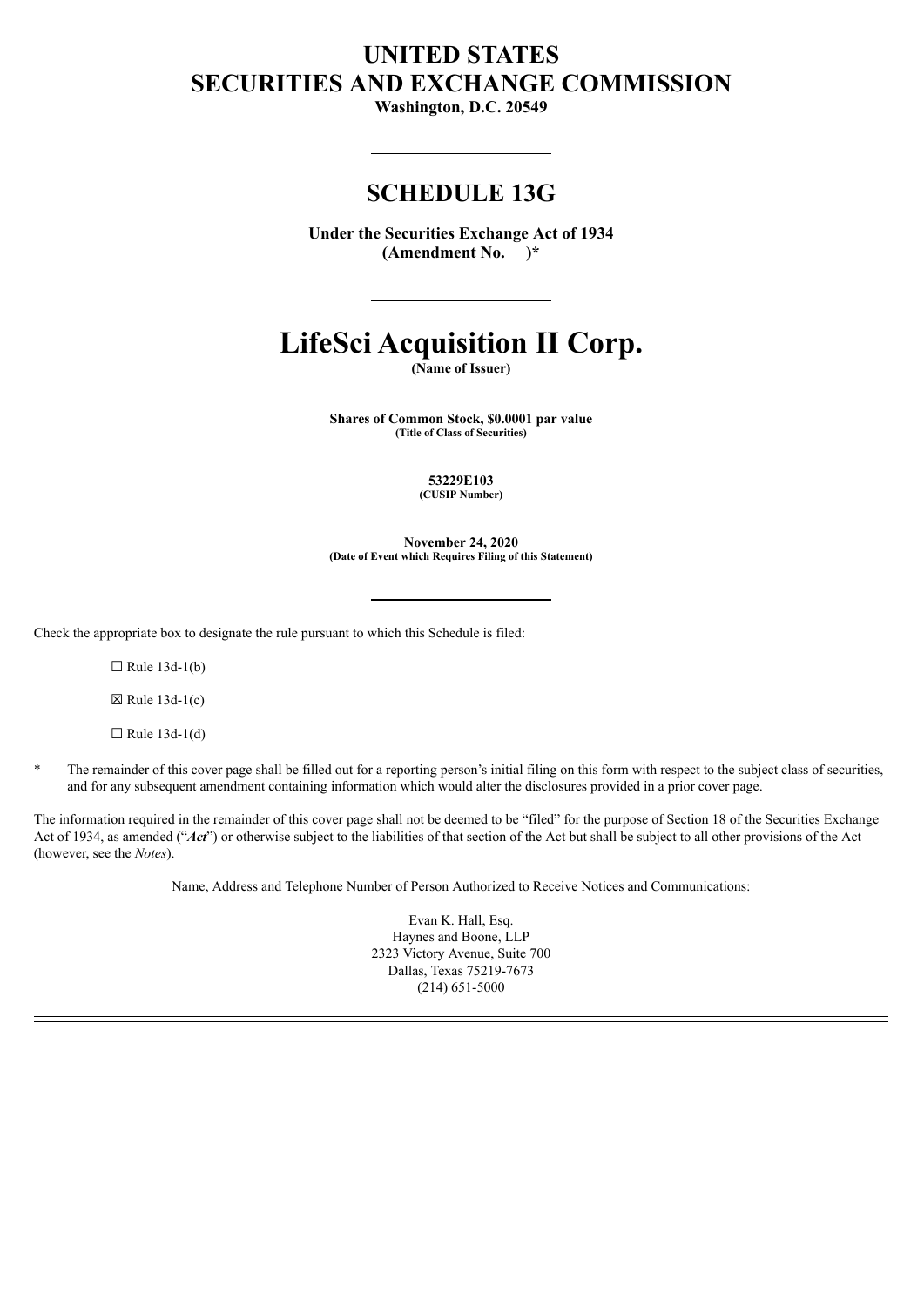# UNITED STATES
# SECURITIES AND EXCHANGE COMMISSION

**Washington, D.C. 20549**

---

## SCHEDULE 13G

**Under the Securities Exchange Act of 1934**
**(Amendment No. )***

---

# LifeSci Acquisition II Corp.

**(Name of Issuer)**

**Shares of Common Stock, $0.0001 par value**
**(Title of Class of Securities)**

**53229E103**
**(CUSIP Number)**

**November 24, 2020**
**(Date of Event which Requires Filing of this Statement)**

---

Check the appropriate box to designate the rule pursuant to which this Schedule is filed:

☐ Rule 13d-1(b)

☒ Rule 13d-1(c)

☐ Rule 13d-1(d)

\* The remainder of this cover page shall be filled out for a reporting person's initial filing on this form with respect to the subject class of securities, and for any subsequent amendment containing information which would alter the disclosures provided in a prior cover page.

The information required in the remainder of this cover page shall not be deemed to be "filed" for the purpose of Section 18 of the Securities Exchange Act of 1934, as amended ("***Act***") or otherwise subject to the liabilities of that section of the Act but shall be subject to all other provisions of the Act (however, see the *Notes*).

Name, Address and Telephone Number of Person Authorized to Receive Notices and Communications:

Evan K. Hall, Esq.
Haynes and Boone, LLP
2323 Victory Avenue, Suite 700
Dallas, Texas 75219-7673
(214) 651-5000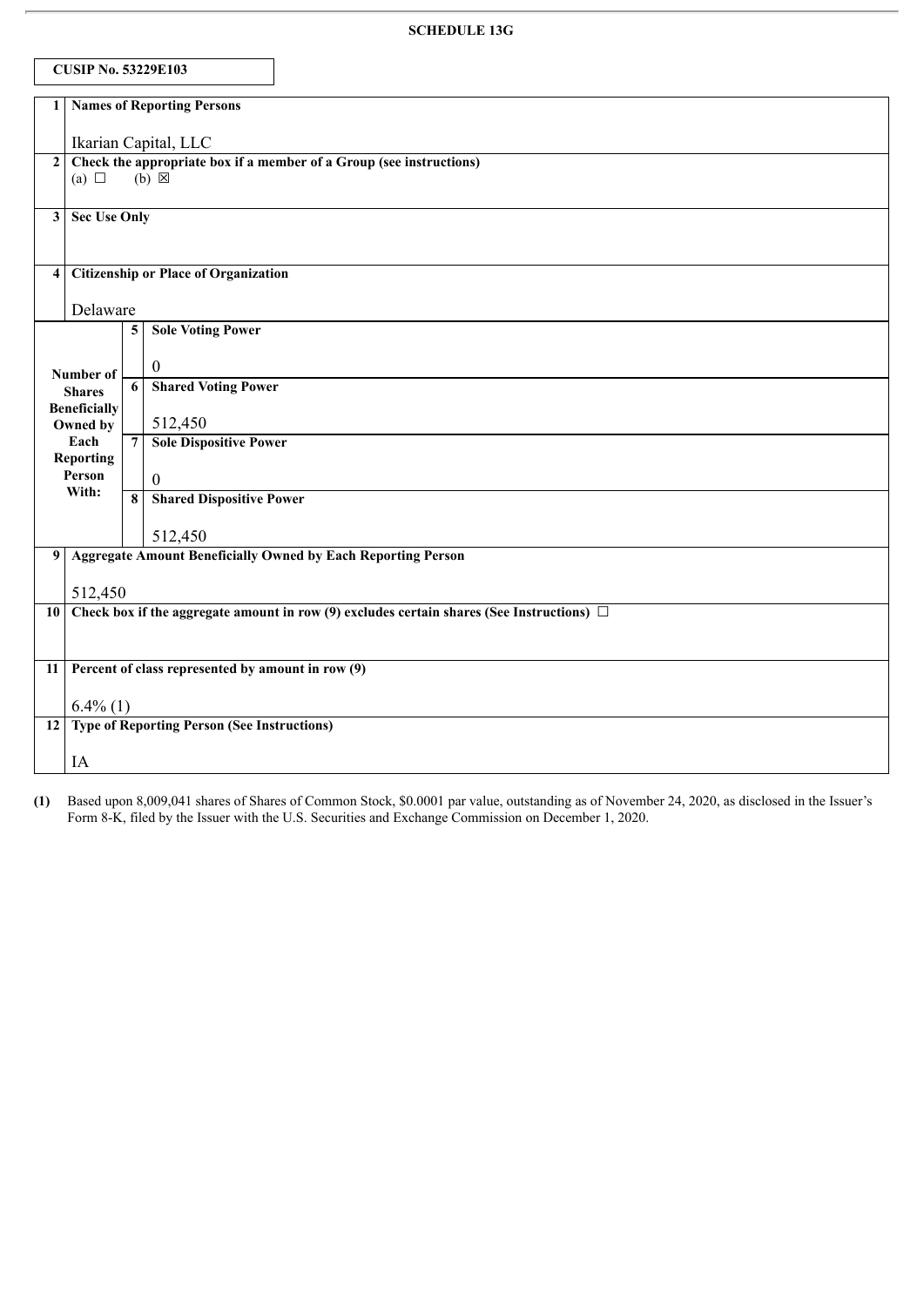**SCHEDULE 13G**

**CUSIP No. 53229E103**

| | | | |
|---|---|---|---|
| **1** | **Names of Reporting Persons**<br><br>Ikarian Capital, LLC | | |
| **2** | **Check the appropriate box if a member of a Group (see instructions)**<br>(a) ☐ (b) ☒ | | |
| **3** | **Sec Use Only** | | |
| **4** | **Citizenship or Place of Organization**<br><br>Delaware | | |
| **Number of Shares Beneficially Owned by Each Reporting Person With:** | **5** | **Sole Voting Power**<br><br>0 | |
| | **6** | **Shared Voting Power**<br><br>512,450 | |
| | **7** | **Sole Dispositive Power**<br><br>0 | |
| | **8** | **Shared Dispositive Power**<br><br>512,450 | |
| **9** | **Aggregate Amount Beneficially Owned by Each Reporting Person**<br><br>512,450 | | |
| **10** | **Check box if the aggregate amount in row (9) excludes certain shares (See Instructions)** ☐ | | |
| **11** | **Percent of class represented by amount in row (9)**<br><br>6.4% (1) | | |
| **12** | **Type of Reporting Person (See Instructions)**<br><br>IA | | |

**(1)** Based upon 8,009,041 shares of Shares of Common Stock, $0.0001 par value, outstanding as of November 24, 2020, as disclosed in the Issuer's Form 8-K, filed by the Issuer with the U.S. Securities and Exchange Commission on December 1, 2020.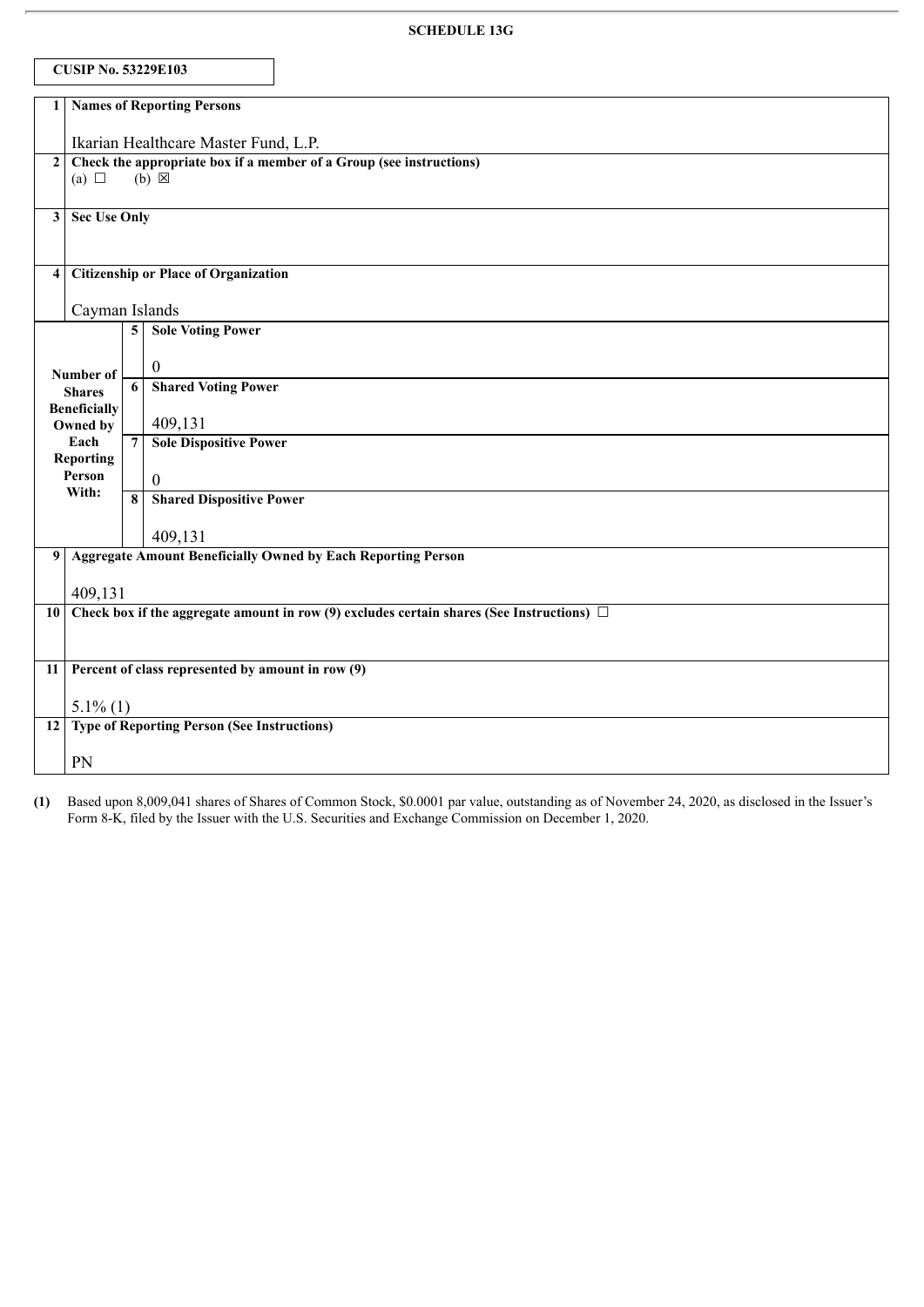SCHEDULE 13G

| CUSIP No. 53229E103 |
|---|

| | | | |
|---|---|---|---|
| 1 | **Names of Reporting Persons**<br><br>Ikarian Healthcare Master Fund, L.P. | | |
| 2 | **Check the appropriate box if a member of a Group (see instructions)**<br>(a) ☐ (b) ☒ | | |
| 3 | **Sec Use Only** | | |
| 4 | **Citizenship or Place of Organization**<br><br>Cayman Islands | | |
| **Number of Shares Beneficially Owned by Each Reporting Person With:** | 5 | **Sole Voting Power**<br><br>0 | |
| | 6 | **Shared Voting Power**<br><br>409,131 | |
| | 7 | **Sole Dispositive Power**<br><br>0 | |
| | 8 | **Shared Dispositive Power**<br><br>409,131 | |
| 9 | **Aggregate Amount Beneficially Owned by Each Reporting Person**<br><br>409,131 | | |
| 10 | **Check box if the aggregate amount in row (9) excludes certain shares (See Instructions)** ☐ | | |
| 11 | **Percent of class represented by amount in row (9)**<br><br>5.1% (1) | | |
| 12 | **Type of Reporting Person (See Instructions)**<br><br>PN | | |

**(1)** Based upon 8,009,041 shares of Shares of Common Stock, $0.0001 par value, outstanding as of November 24, 2020, as disclosed in the Issuer's Form 8-K, filed by the Issuer with the U.S. Securities and Exchange Commission on December 1, 2020.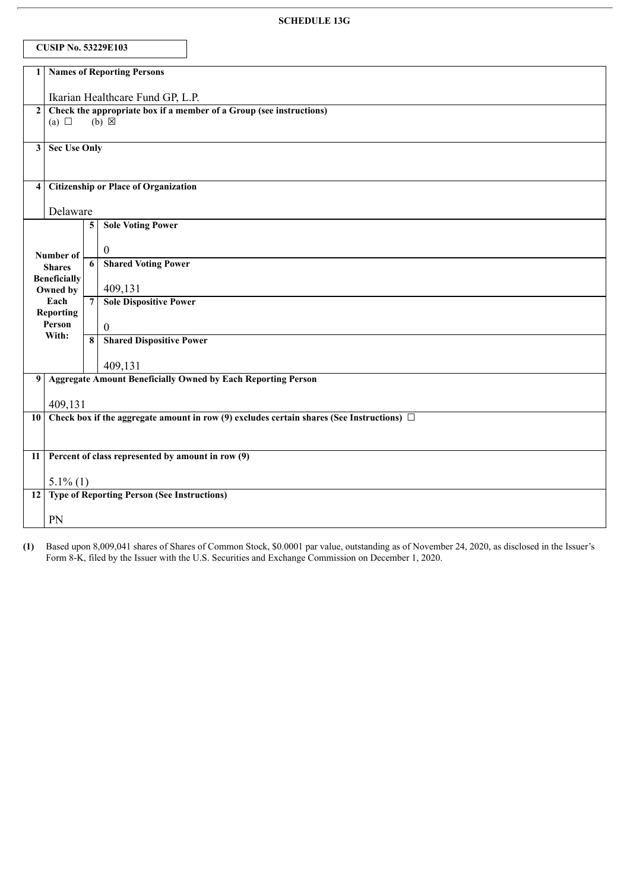**SCHEDULE 13G**

**CUSIP No. 53229E103**

| | | | |
|---|---|---|---|
| **1** | **Names of Reporting Persons**<br><br>Ikarian Healthcare Fund GP, L.P. | | |
| **2** | **Check the appropriate box if a member of a Group (see instructions)**<br>(a) ☐ (b) ☒ | | |
| **3** | **Sec Use Only** | | |
| **4** | **Citizenship or Place of Organization**<br><br>Delaware | | |
| **Number of Shares Beneficially Owned by Each Reporting Person With:** | | **5** | **Sole Voting Power**<br><br>0 |
| | | **6** | **Shared Voting Power**<br><br>409,131 |
| | | **7** | **Sole Dispositive Power**<br><br>0 |
| | | **8** | **Shared Dispositive Power**<br><br>409,131 |
| **9** | **Aggregate Amount Beneficially Owned by Each Reporting Person**<br><br>409,131 | | |
| **10** | **Check box if the aggregate amount in row (9) excludes certain shares (See Instructions)** ☐ | | |
| **11** | **Percent of class represented by amount in row (9)**<br><br>5.1% (1) | | |
| **12** | **Type of Reporting Person (See Instructions)**<br><br>PN | | |

**(1)** Based upon 8,009,041 shares of Shares of Common Stock, $0.0001 par value, outstanding as of November 24, 2020, as disclosed in the Issuer's Form 8-K, filed by the Issuer with the U.S. Securities and Exchange Commission on December 1, 2020.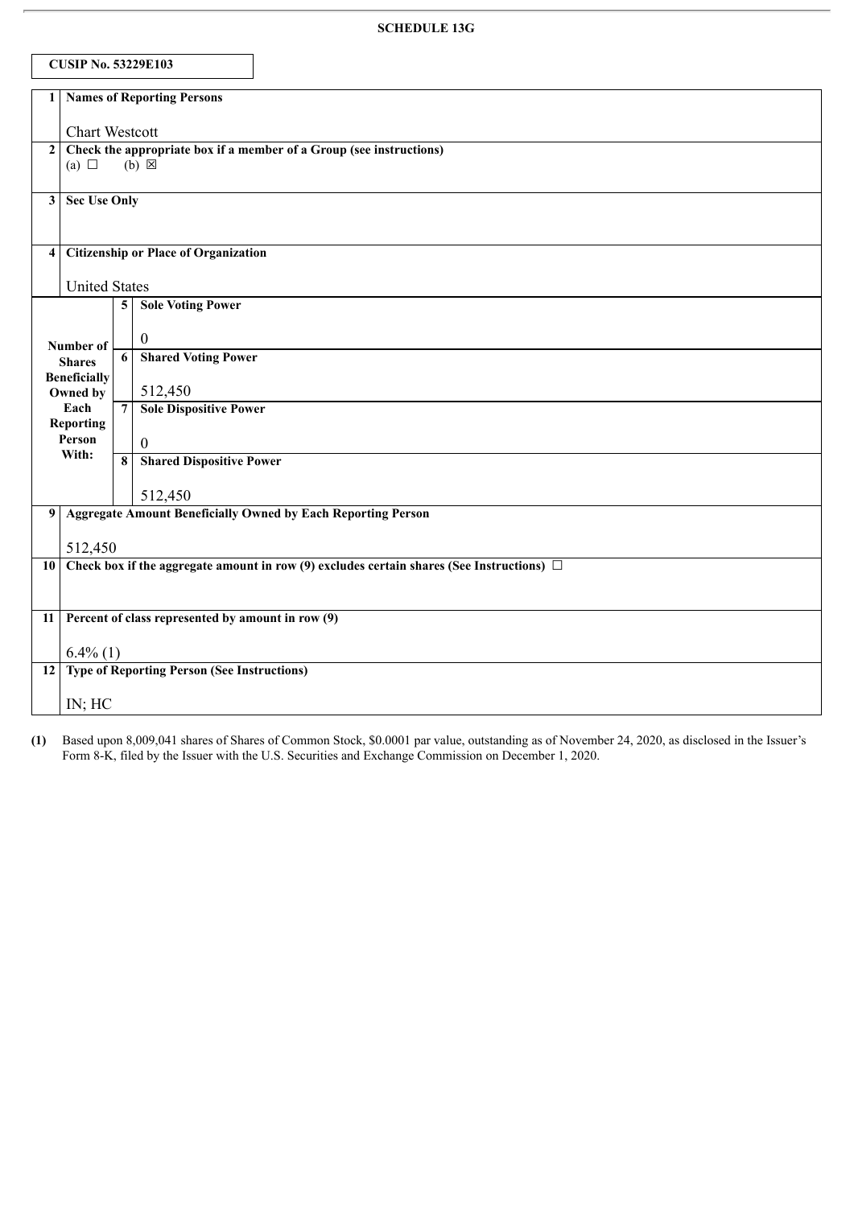**SCHEDULE 13G**

**CUSIP No. 53229E103**

| | | | |
|---|---|---|---|
| **1** | **Names of Reporting Persons**<br><br>Chart Westcott | | |
| **2** | **Check the appropriate box if a member of a Group (see instructions)**<br>(a) ☐ (b) ☒ | | |
| **3** | **Sec Use Only** | | |
| **4** | **Citizenship or Place of Organization**<br><br>United States | | |
| **Number of Shares Beneficially Owned by Each Reporting Person With:** | **5** | **Sole Voting Power**<br><br>0 | |
| | **6** | **Shared Voting Power**<br><br>512,450 | |
| | **7** | **Sole Dispositive Power**<br><br>0 | |
| | **8** | **Shared Dispositive Power**<br><br>512,450 | |
| **9** | **Aggregate Amount Beneficially Owned by Each Reporting Person**<br><br>512,450 | | |
| **10** | **Check box if the aggregate amount in row (9) excludes certain shares (See Instructions)** ☐ | | |
| **11** | **Percent of class represented by amount in row (9)**<br><br>6.4% (1) | | |
| **12** | **Type of Reporting Person (See Instructions)**<br><br>IN; HC | | |

**(1)** Based upon 8,009,041 shares of Shares of Common Stock, $0.0001 par value, outstanding as of November 24, 2020, as disclosed in the Issuer's Form 8-K, filed by the Issuer with the U.S. Securities and Exchange Commission on December 1, 2020.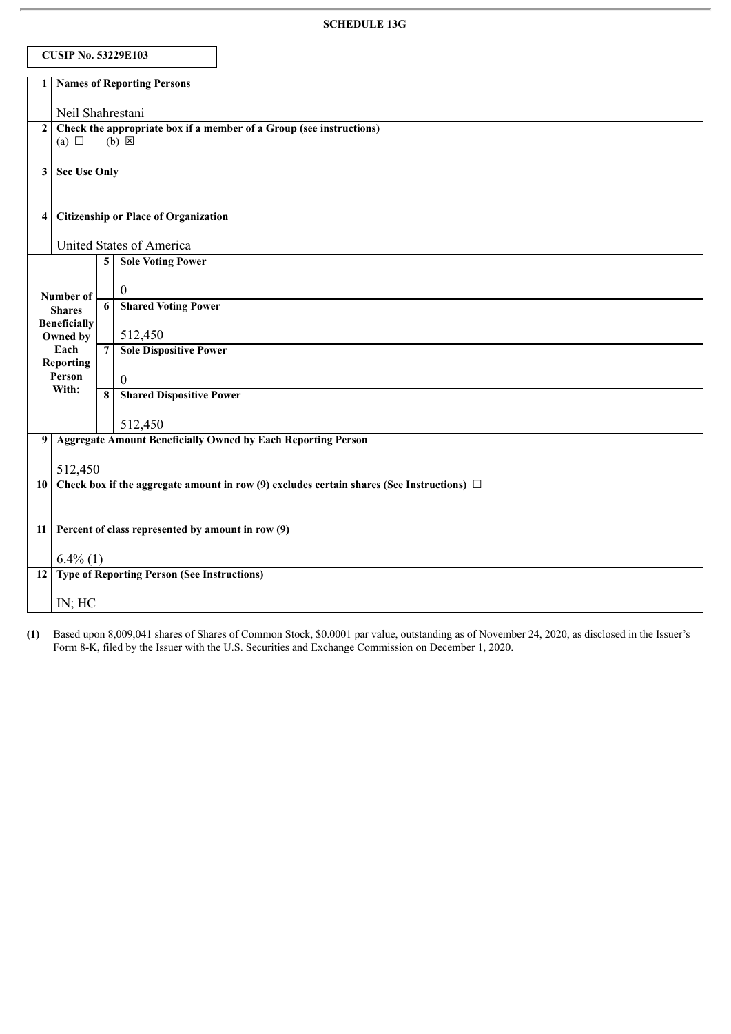**SCHEDULE 13G**

**CUSIP No. 53229E103**

| | | | |
|---|---|---|---|
| **1** | **Names of Reporting Persons**<br><br>Neil Shahrestani | | |
| **2** | **Check the appropriate box if a member of a Group (see instructions)**<br>(a) ☐ (b) ☒ | | |
| **3** | **Sec Use Only** | | |
| **4** | **Citizenship or Place of Organization**<br><br>United States of America | | |
| **Number of Shares Beneficially Owned by Each Reporting Person With:** | **5** | **Sole Voting Power**<br><br>0 | |
| | **6** | **Shared Voting Power**<br><br>512,450 | |
| | **7** | **Sole Dispositive Power**<br><br>0 | |
| | **8** | **Shared Dispositive Power**<br><br>512,450 | |
| **9** | **Aggregate Amount Beneficially Owned by Each Reporting Person**<br><br>512,450 | | |
| **10** | **Check box if the aggregate amount in row (9) excludes certain shares (See Instructions)** ☐ | | |
| **11** | **Percent of class represented by amount in row (9)**<br><br>6.4% (1) | | |
| **12** | **Type of Reporting Person (See Instructions)**<br><br>IN; HC | | |

**(1)** Based upon 8,009,041 shares of Shares of Common Stock, $0.0001 par value, outstanding as of November 24, 2020, as disclosed in the Issuer's Form 8-K, filed by the Issuer with the U.S. Securities and Exchange Commission on December 1, 2020.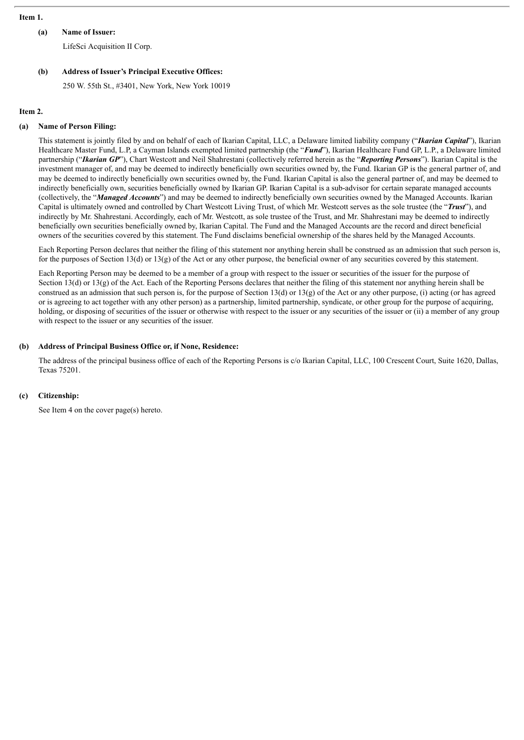**Item 1.**

**(a) Name of Issuer:**

LifeSci Acquisition II Corp.

**(b) Address of Issuer's Principal Executive Offices:**

250 W. 55th St., #3401, New York, New York 10019

**Item 2.**

**(a) Name of Person Filing:**

This statement is jointly filed by and on behalf of each of Ikarian Capital, LLC, a Delaware limited liability company ("***Ikarian Capital***"), Ikarian Healthcare Master Fund, L.P, a Cayman Islands exempted limited partnership (the "***Fund***"), Ikarian Healthcare Fund GP, L.P., a Delaware limited partnership ("***Ikarian GP***"), Chart Westcott and Neil Shahrestani (collectively referred herein as the "***Reporting Persons***"). Ikarian Capital is the investment manager of, and may be deemed to indirectly beneficially own securities owned by, the Fund. Ikarian GP is the general partner of, and may be deemed to indirectly beneficially own securities owned by, the Fund. Ikarian Capital is also the general partner of, and may be deemed to indirectly beneficially own, securities beneficially owned by Ikarian GP. Ikarian Capital is a sub-advisor for certain separate managed accounts (collectively, the "***Managed Accounts***") and may be deemed to indirectly beneficially own securities owned by the Managed Accounts. Ikarian Capital is ultimately owned and controlled by Chart Westcott Living Trust, of which Mr. Westcott serves as the sole trustee (the "***Trust***"), and indirectly by Mr. Shahrestani. Accordingly, each of Mr. Westcott, as sole trustee of the Trust, and Mr. Shahrestani may be deemed to indirectly beneficially own securities beneficially owned by, Ikarian Capital. The Fund and the Managed Accounts are the record and direct beneficial owners of the securities covered by this statement. The Fund disclaims beneficial ownership of the shares held by the Managed Accounts.

Each Reporting Person declares that neither the filing of this statement nor anything herein shall be construed as an admission that such person is, for the purposes of Section 13(d) or 13(g) of the Act or any other purpose, the beneficial owner of any securities covered by this statement.

Each Reporting Person may be deemed to be a member of a group with respect to the issuer or securities of the issuer for the purpose of Section 13(d) or 13(g) of the Act. Each of the Reporting Persons declares that neither the filing of this statement nor anything herein shall be construed as an admission that such person is, for the purpose of Section 13(d) or 13(g) of the Act or any other purpose, (i) acting (or has agreed or is agreeing to act together with any other person) as a partnership, limited partnership, syndicate, or other group for the purpose of acquiring, holding, or disposing of securities of the issuer or otherwise with respect to the issuer or any securities of the issuer or (ii) a member of any group with respect to the issuer or any securities of the issuer.

**(b) Address of Principal Business Office or, if None, Residence:**

The address of the principal business office of each of the Reporting Persons is c/o Ikarian Capital, LLC, 100 Crescent Court, Suite 1620, Dallas, Texas 75201.

**(c) Citizenship:**

See Item 4 on the cover page(s) hereto.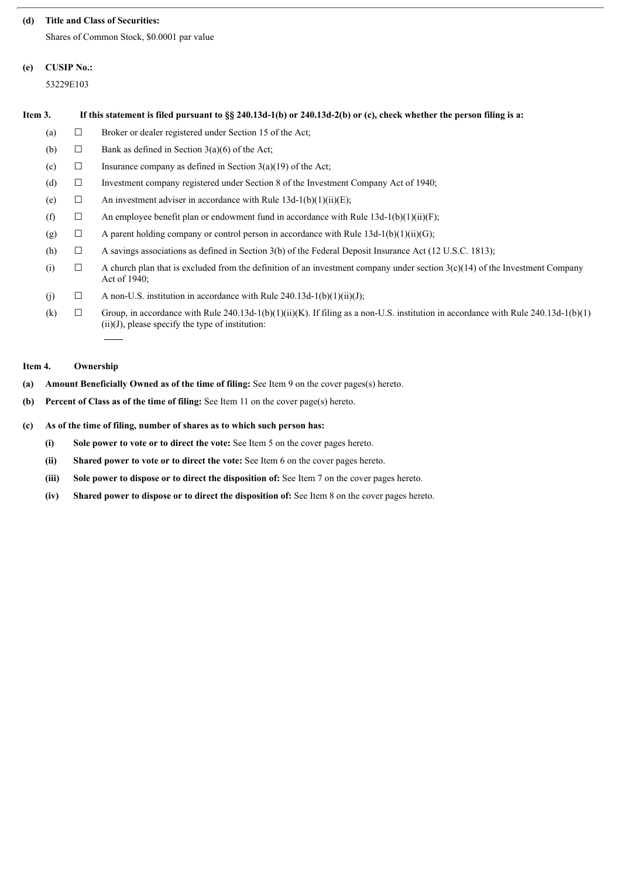**(d) Title and Class of Securities:**

Shares of Common Stock, $0.0001 par value

**(e) CUSIP No.:**

53229E103

**Item 3. If this statement is filed pursuant to §§ 240.13d-1(b) or 240.13d-2(b) or (c), check whether the person filing is a:**

(a) ☐ Broker or dealer registered under Section 15 of the Act;

(b) ☐ Bank as defined in Section 3(a)(6) of the Act;

(c) ☐ Insurance company as defined in Section 3(a)(19) of the Act;

(d) ☐ Investment company registered under Section 8 of the Investment Company Act of 1940;

(e) ☐ An investment adviser in accordance with Rule 13d-1(b)(1)(ii)(E);

(f) ☐ An employee benefit plan or endowment fund in accordance with Rule 13d-1(b)(1)(ii)(F);

(g) ☐ A parent holding company or control person in accordance with Rule 13d-1(b)(1)(ii)(G);

(h) ☐ A savings associations as defined in Section 3(b) of the Federal Deposit Insurance Act (12 U.S.C. 1813);

(i) ☐ A church plan that is excluded from the definition of an investment company under section 3(c)(14) of the Investment Company Act of 1940;

(j) ☐ A non-U.S. institution in accordance with Rule 240.13d-1(b)(1)(ii)(J);

(k) ☐ Group, in accordance with Rule 240.13d-1(b)(1)(ii)(K). If filing as a non-U.S. institution in accordance with Rule 240.13d-1(b)(1)(ii)(J), please specify the type of institution: \_\_\_\_

**Item 4. Ownership**

**(a) Amount Beneficially Owned as of the time of filing:** See Item 9 on the cover pages(s) hereto.

**(b) Percent of Class as of the time of filing:** See Item 11 on the cover page(s) hereto.

**(c) As of the time of filing, number of shares as to which such person has:**

**(i) Sole power to vote or to direct the vote:** See Item 5 on the cover pages hereto.

**(ii) Shared power to vote or to direct the vote:** See Item 6 on the cover pages hereto.

**(iii) Sole power to dispose or to direct the disposition of:** See Item 7 on the cover pages hereto.

**(iv) Shared power to dispose or to direct the disposition of:** See Item 8 on the cover pages hereto.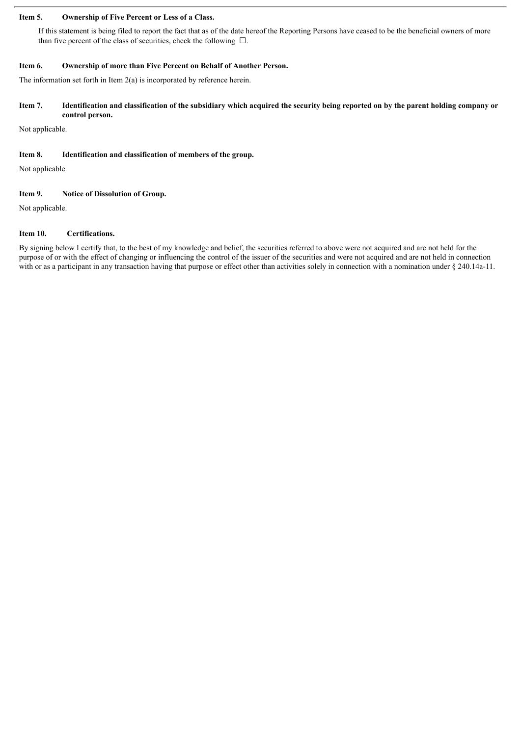**Item 5. Ownership of Five Percent or Less of a Class.**

If this statement is being filed to report the fact that as of the date hereof the Reporting Persons have ceased to be the beneficial owners of more than five percent of the class of securities, check the following ☐.

**Item 6. Ownership of more than Five Percent on Behalf of Another Person.**

The information set forth in Item 2(a) is incorporated by reference herein.

**Item 7. Identification and classification of the subsidiary which acquired the security being reported on by the parent holding company or control person.**

Not applicable.

**Item 8. Identification and classification of members of the group.**

Not applicable.

**Item 9. Notice of Dissolution of Group.**

Not applicable.

**Item 10. Certifications.**

By signing below I certify that, to the best of my knowledge and belief, the securities referred to above were not acquired and are not held for the purpose of or with the effect of changing or influencing the control of the issuer of the securities and were not acquired and are not held in connection with or as a participant in any transaction having that purpose or effect other than activities solely in connection with a nomination under § 240.14a-11.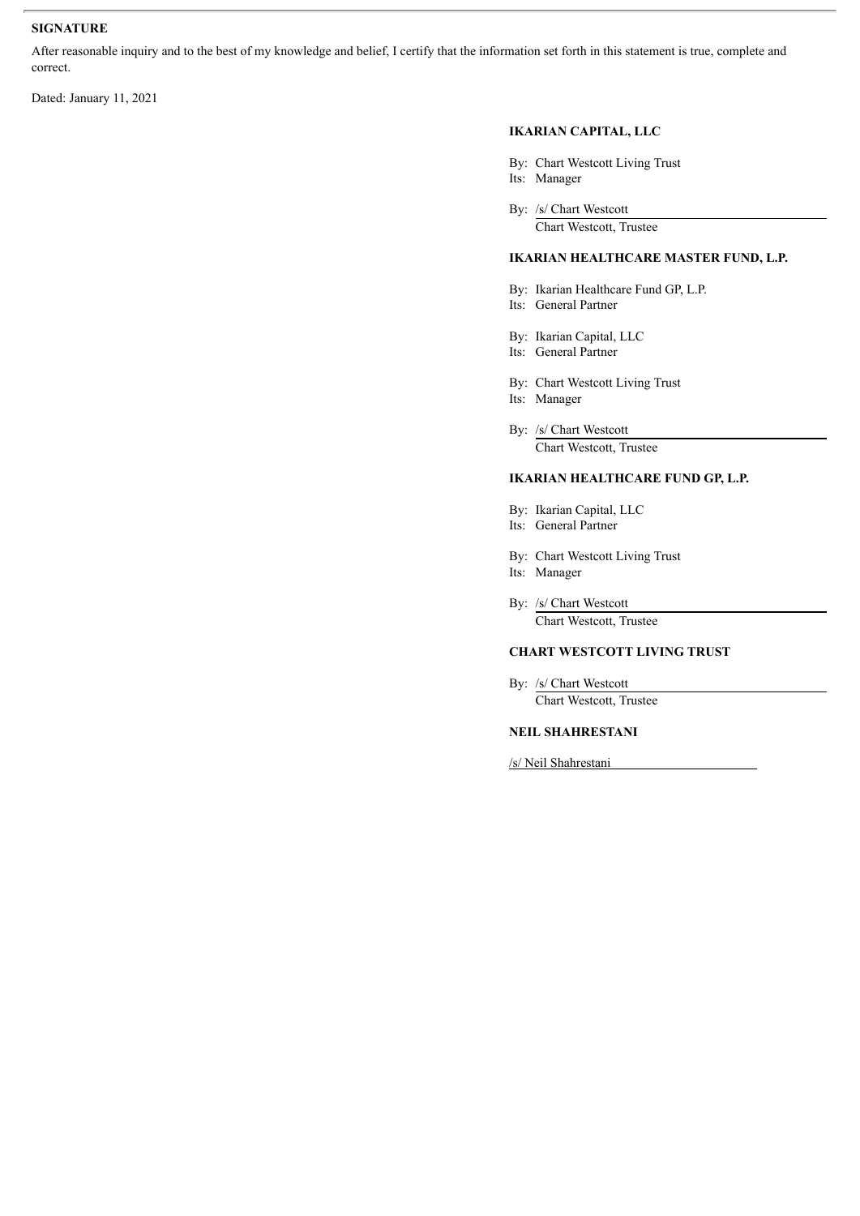**SIGNATURE**

After reasonable inquiry and to the best of my knowledge and belief, I certify that the information set forth in this statement is true, complete and correct.

Dated: January 11, 2021

**IKARIAN CAPITAL, LLC**

By: Chart Westcott Living Trust
Its: Manager

By: /s/ Chart Westcott
Chart Westcott, Trustee

**IKARIAN HEALTHCARE MASTER FUND, L.P.**

By: Ikarian Healthcare Fund GP, L.P.
Its: General Partner

By: Ikarian Capital, LLC
Its: General Partner

By: Chart Westcott Living Trust
Its: Manager

By: /s/ Chart Westcott
Chart Westcott, Trustee

**IKARIAN HEALTHCARE FUND GP, L.P.**

By: Ikarian Capital, LLC
Its: General Partner

By: Chart Westcott Living Trust
Its: Manager

By: /s/ Chart Westcott
Chart Westcott, Trustee

**CHART WESTCOTT LIVING TRUST**

By: /s/ Chart Westcott
Chart Westcott, Trustee

**NEIL SHAHRESTANI**

/s/ Neil Shahrestani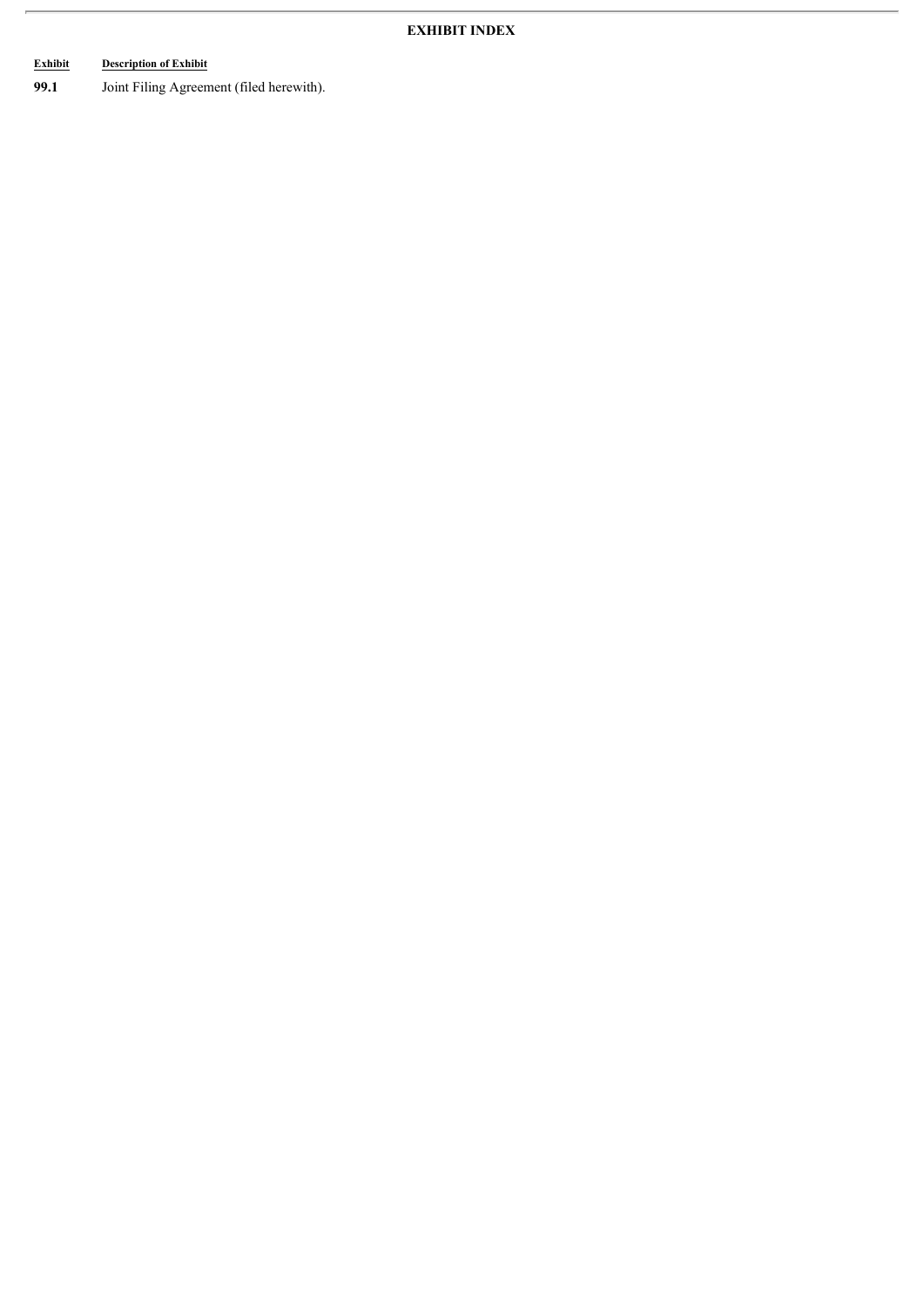## EXHIBIT INDEX

| Exhibit | Description of Exhibit |
|---|---|
| **99.1** | Joint Filing Agreement (filed herewith). |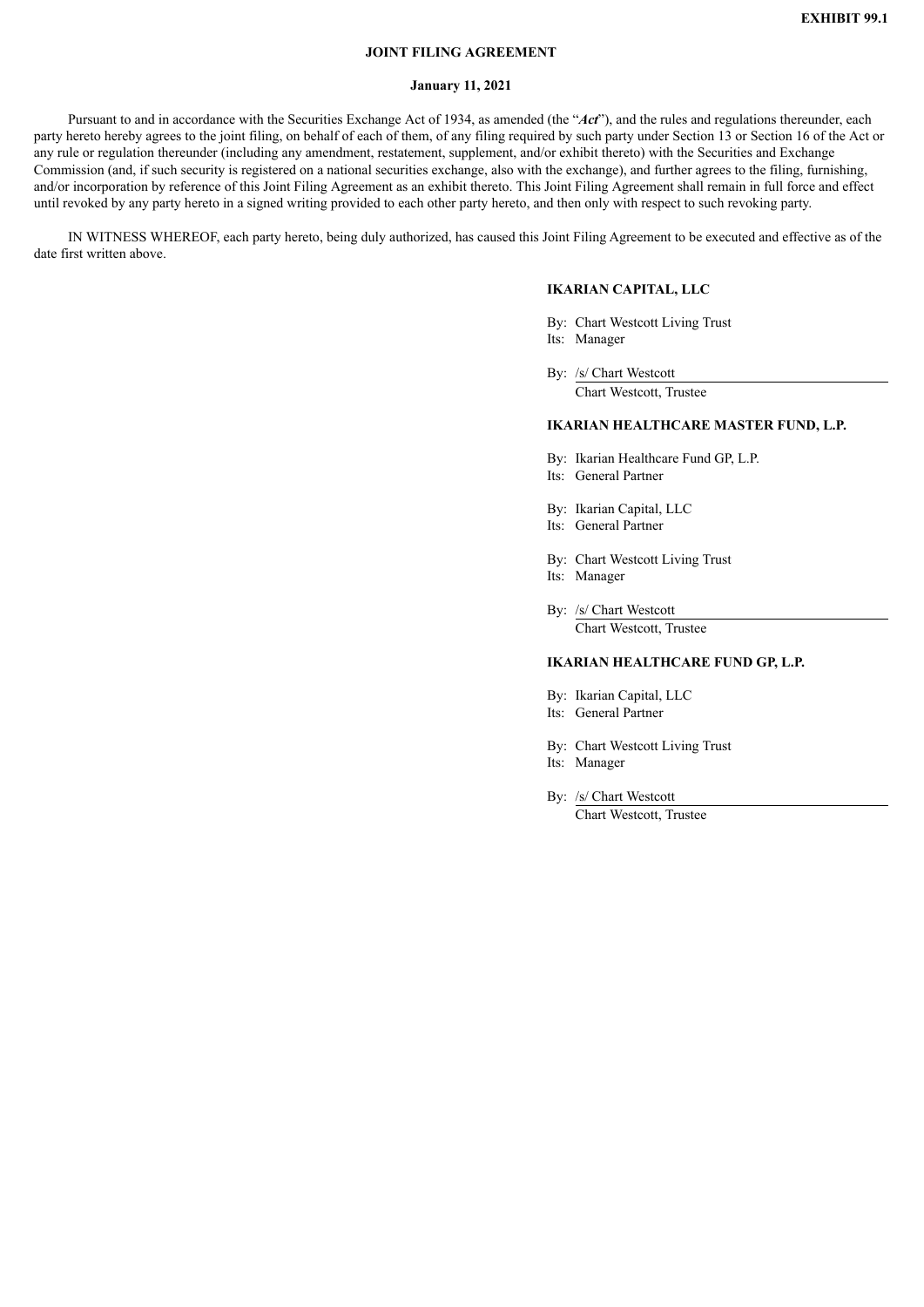**EXHIBIT 99.1**

**JOINT FILING AGREEMENT**

**January 11, 2021**

Pursuant to and in accordance with the Securities Exchange Act of 1934, as amended (the "***Act***"), and the rules and regulations thereunder, each party hereto hereby agrees to the joint filing, on behalf of each of them, of any filing required by such party under Section 13 or Section 16 of the Act or any rule or regulation thereunder (including any amendment, restatement, supplement, and/or exhibit thereto) with the Securities and Exchange Commission (and, if such security is registered on a national securities exchange, also with the exchange), and further agrees to the filing, furnishing, and/or incorporation by reference of this Joint Filing Agreement as an exhibit thereto. This Joint Filing Agreement shall remain in full force and effect until revoked by any party hereto in a signed writing provided to each other party hereto, and then only with respect to such revoking party.

IN WITNESS WHEREOF, each party hereto, being duly authorized, has caused this Joint Filing Agreement to be executed and effective as of the date first written above.

**IKARIAN CAPITAL, LLC**

By: Chart Westcott Living Trust
Its: Manager

By: /s/ Chart Westcott
Chart Westcott, Trustee

**IKARIAN HEALTHCARE MASTER FUND, L.P.**

By: Ikarian Healthcare Fund GP, L.P.
Its: General Partner

By: Ikarian Capital, LLC
Its: General Partner

By: Chart Westcott Living Trust
Its: Manager

By: /s/ Chart Westcott
Chart Westcott, Trustee

**IKARIAN HEALTHCARE FUND GP, L.P.**

By: Ikarian Capital, LLC
Its: General Partner

By: Chart Westcott Living Trust
Its: Manager

By: /s/ Chart Westcott
Chart Westcott, Trustee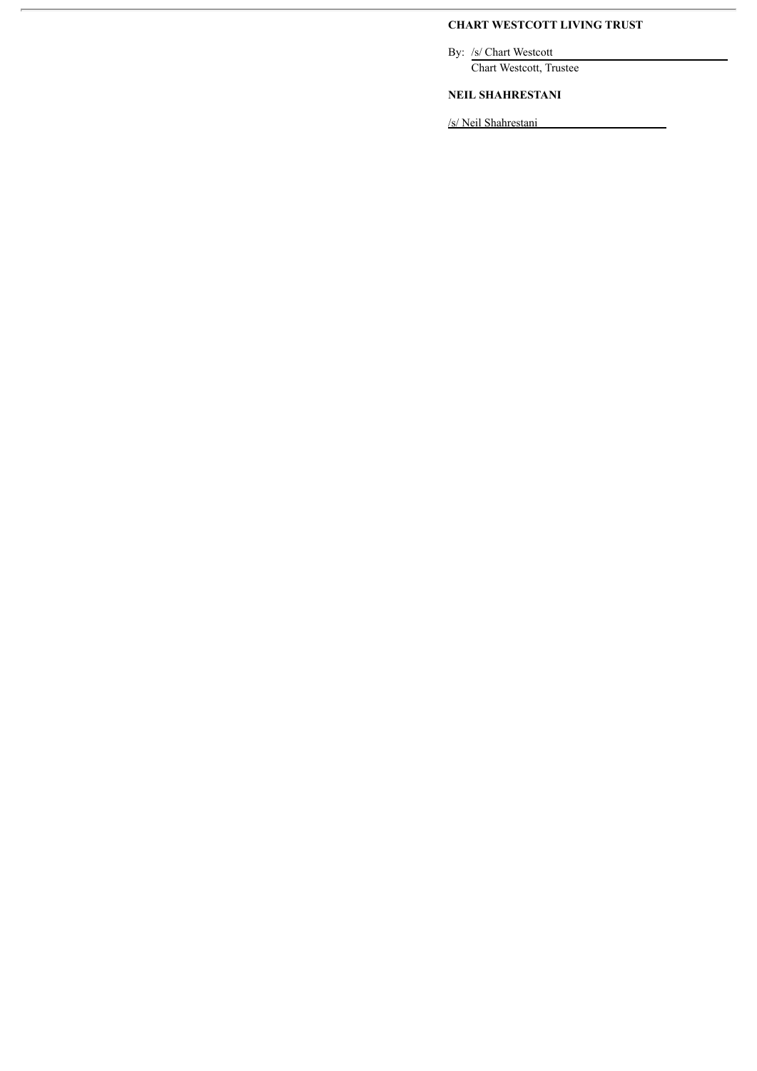**CHART WESTCOTT LIVING TRUST**

By: /s/ Chart Westcott
Chart Westcott, Trustee

**NEIL SHAHRESTANI**

/s/ Neil Shahrestani